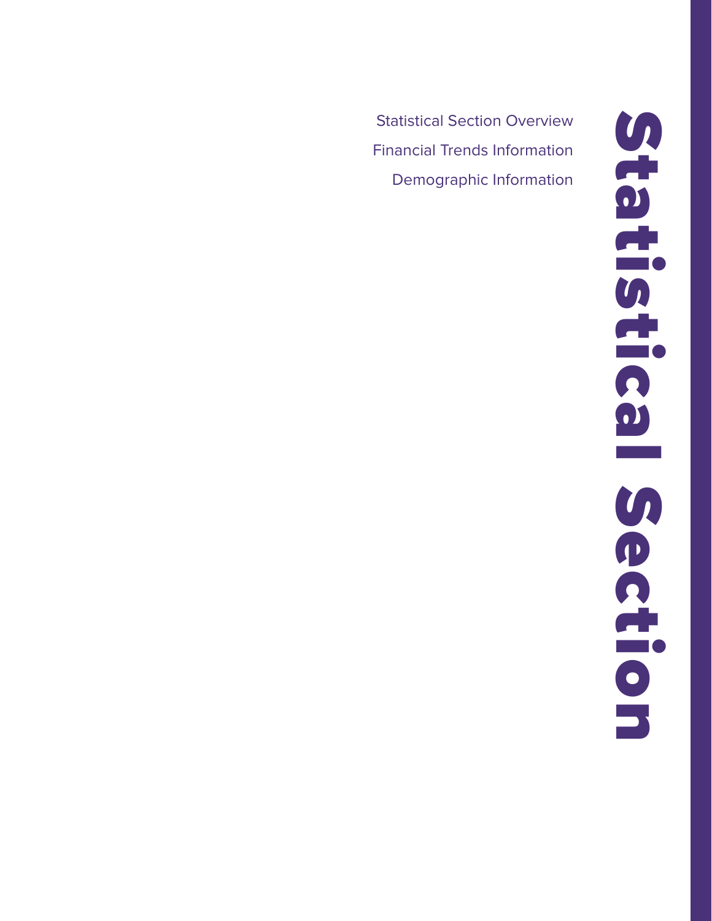# Statistical Section

Statistical Section Overview

Financial Trends Information

Demographic Information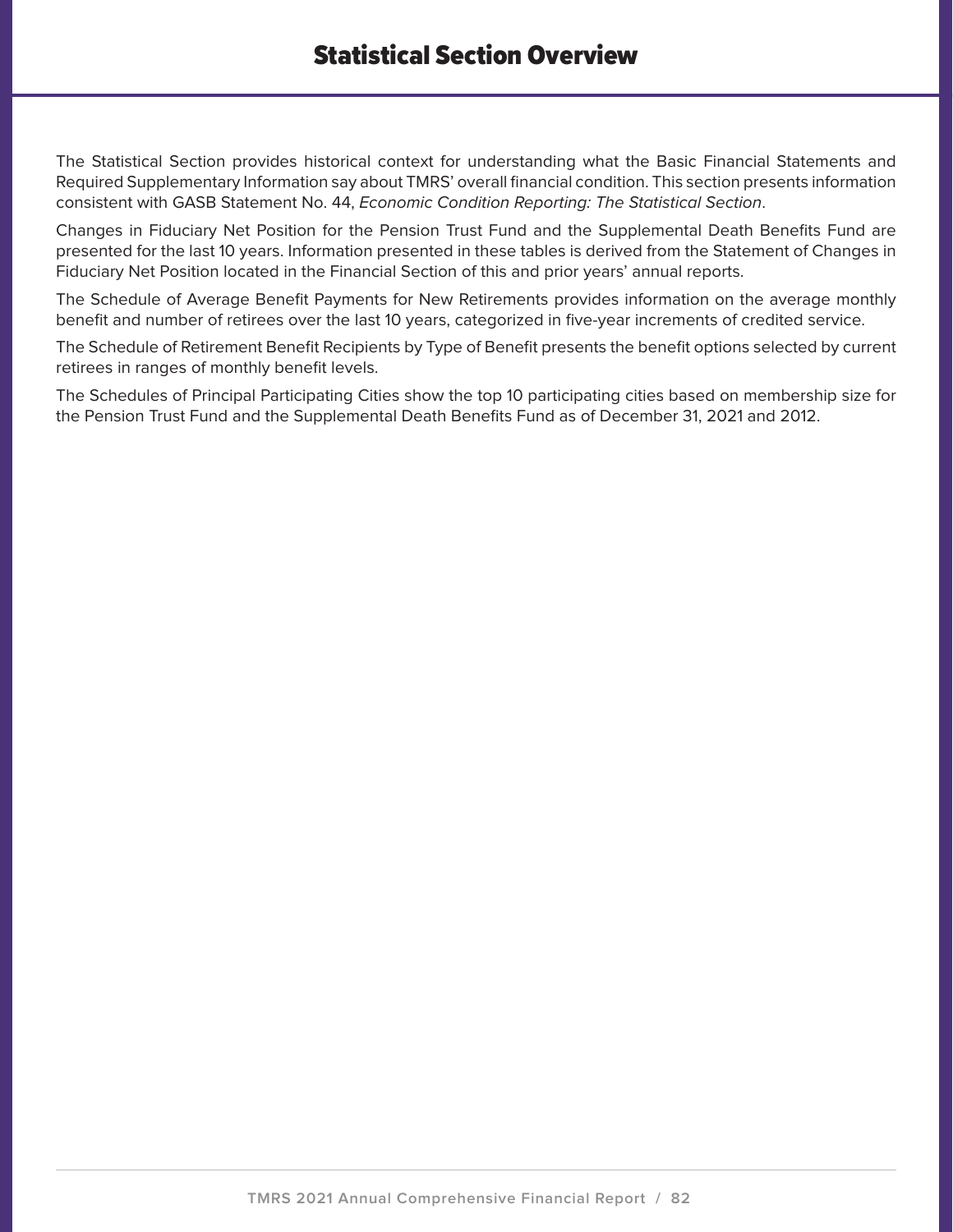# Statistical Section Overview

The Statistical Section provides historical context for understanding what the Basic Financial Statements and Required Supplementary Information say about TMRS' overall financial condition. This section presents information consistent with GASB Statement No. 44, *Economic Condition Reporting: The Statistical Section*.

Changes in Fiduciary Net Position for the Pension Trust Fund and the Supplemental Death Benefits Fund are presented for the last 10 years. Information presented in these tables is derived from the Statement of Changes in Fiduciary Net Position located in the Financial Section of this and prior years' annual reports.

The Schedule of Average Benefit Payments for New Retirements provides information on the average monthly benefit and number of retirees over the last 10 years, categorized in five-year increments of credited service.

The Schedule of Retirement Benefit Recipients by Type of Benefit presents the benefit options selected by current retirees in ranges of monthly benefit levels.

The Schedules of Principal Participating Cities show the top 10 participating cities based on membership size for the Pension Trust Fund and the Supplemental Death Benefits Fund as of December 31, 2021 and 2012.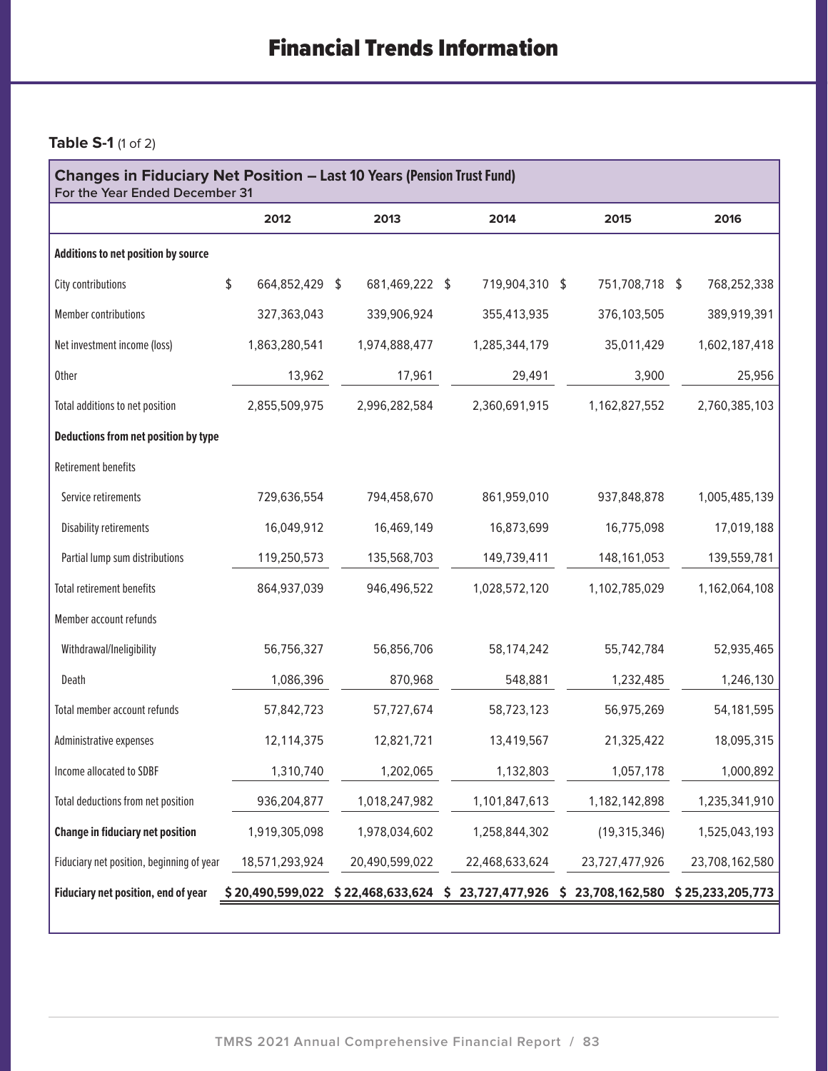# Financial Trends Information

**Table S-1** (1 of 2)

| **Changes in Fiduciary Net Position – Last 10 Years (Pension Trust Fund)**<br>For the Year Ended December 31 | | | | | |
|---|---|---|---|---|---|
| | **2012** | **2013** | **2014** | **2015** | **2016** |
| **Additions to net position by source** | | | | | |
| City contributions | $ 664,852,429 | $ 681,469,222 | $ 719,904,310 | $ 751,708,718 | $ 768,252,338 |
| Member contributions | 327,363,043 | 339,906,924 | 355,413,935 | 376,103,505 | 389,919,391 |
| Net investment income (loss) | 1,863,280,541 | 1,974,888,477 | 1,285,344,179 | 35,011,429 | 1,602,187,418 |
| Other | 13,962 | 17,961 | 29,491 | 3,900 | 25,956 |
| Total additions to net position | 2,855,509,975 | 2,996,282,584 | 2,360,691,915 | 1,162,827,552 | 2,760,385,103 |
| **Deductions from net position by type** | | | | | |
| Retirement benefits | | | | | |
| Service retirements | 729,636,554 | 794,458,670 | 861,959,010 | 937,848,878 | 1,005,485,139 |
| Disability retirements | 16,049,912 | 16,469,149 | 16,873,699 | 16,775,098 | 17,019,188 |
| Partial lump sum distributions | 119,250,573 | 135,568,703 | 149,739,411 | 148,161,053 | 139,559,781 |
| Total retirement benefits | 864,937,039 | 946,496,522 | 1,028,572,120 | 1,102,785,029 | 1,162,064,108 |
| Member account refunds | | | | | |
| Withdrawal/Ineligibility | 56,756,327 | 56,856,706 | 58,174,242 | 55,742,784 | 52,935,465 |
| Death | 1,086,396 | 870,968 | 548,881 | 1,232,485 | 1,246,130 |
| Total member account refunds | 57,842,723 | 57,727,674 | 58,723,123 | 56,975,269 | 54,181,595 |
| Administrative expenses | 12,114,375 | 12,821,721 | 13,419,567 | 21,325,422 | 18,095,315 |
| Income allocated to SDBF | 1,310,740 | 1,202,065 | 1,132,803 | 1,057,178 | 1,000,892 |
| Total deductions from net position | 936,204,877 | 1,018,247,982 | 1,101,847,613 | 1,182,142,898 | 1,235,341,910 |
| **Change in fiduciary net position** | 1,919,305,098 | 1,978,034,602 | 1,258,844,302 | (19,315,346) | 1,525,043,193 |
| Fiduciary net position, beginning of year | 18,571,293,924 | 20,490,599,022 | 22,468,633,624 | 23,727,477,926 | 23,708,162,580 |
| **Fiduciary net position, end of year** | **$ 20,490,599,022** | **$ 22,468,633,624** | **$ 23,727,477,926** | **$ 23,708,162,580** | **$ 25,233,205,773** |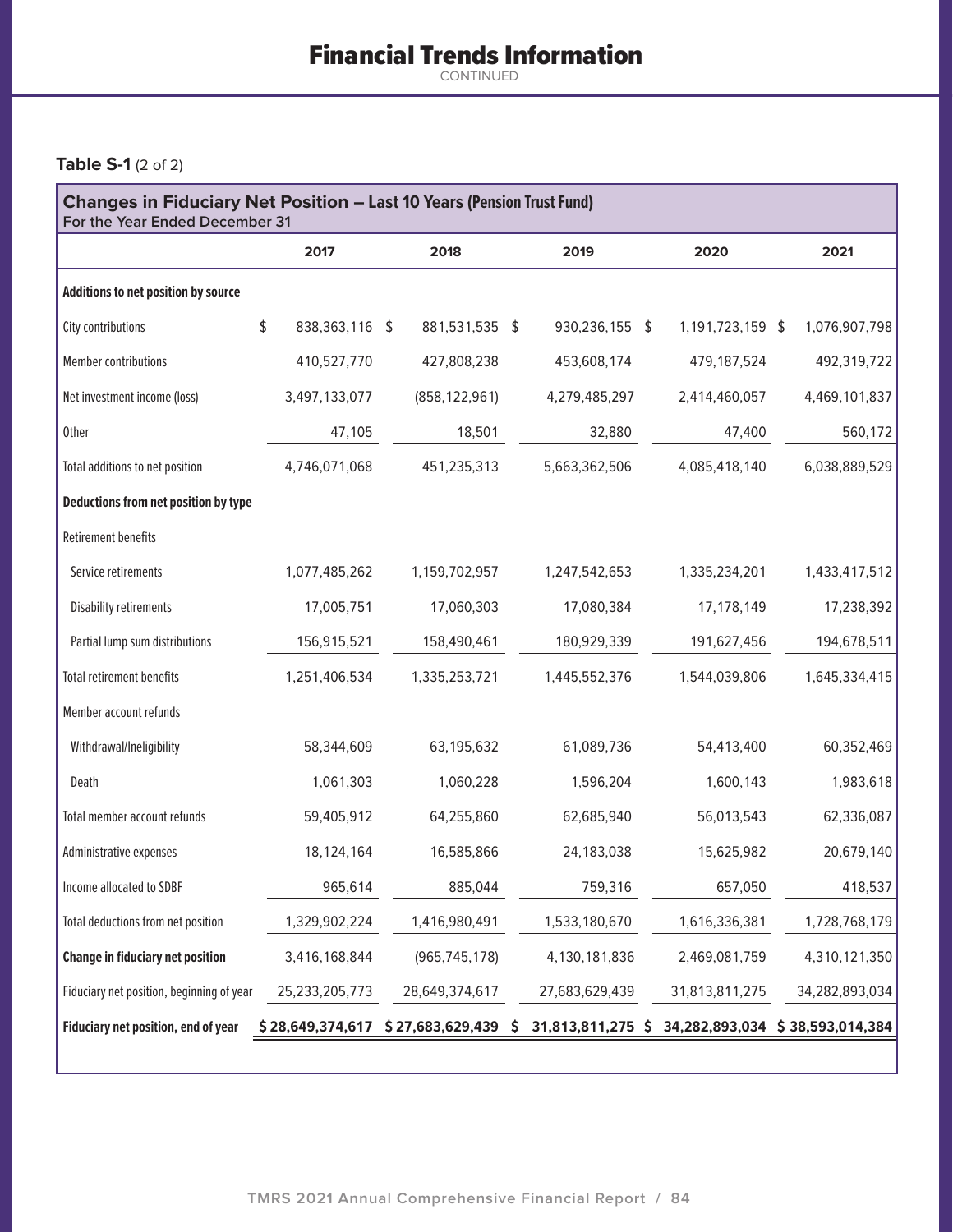# Financial Trends Information

CONTINUED

**Table S-1** (2 of 2)

| **Changes in Fiduciary Net Position – Last 10 Years (Pension Trust Fund)**<br>For the Year Ended December 31 | 2017 | 2018 | 2019 | 2020 | 2021 |
|---|---|---|---|---|---|
| **Additions to net position by source** | | | | | |
| City contributions | $ 838,363,116 | $ 881,531,535 | $ 930,236,155 | $ 1,191,723,159 | $ 1,076,907,798 |
| Member contributions | 410,527,770 | 427,808,238 | 453,608,174 | 479,187,524 | 492,319,722 |
| Net investment income (loss) | 3,497,133,077 | (858,122,961) | 4,279,485,297 | 2,414,460,057 | 4,469,101,837 |
| Other | 47,105 | 18,501 | 32,880 | 47,400 | 560,172 |
| Total additions to net position | 4,746,071,068 | 451,235,313 | 5,663,362,506 | 4,085,418,140 | 6,038,889,529 |
| **Deductions from net position by type** | | | | | |
| Retirement benefits | | | | | |
| Service retirements | 1,077,485,262 | 1,159,702,957 | 1,247,542,653 | 1,335,234,201 | 1,433,417,512 |
| Disability retirements | 17,005,751 | 17,060,303 | 17,080,384 | 17,178,149 | 17,238,392 |
| Partial lump sum distributions | 156,915,521 | 158,490,461 | 180,929,339 | 191,627,456 | 194,678,511 |
| Total retirement benefits | 1,251,406,534 | 1,335,253,721 | 1,445,552,376 | 1,544,039,806 | 1,645,334,415 |
| Member account refunds | | | | | |
| Withdrawal/Ineligibility | 58,344,609 | 63,195,632 | 61,089,736 | 54,413,400 | 60,352,469 |
| Death | 1,061,303 | 1,060,228 | 1,596,204 | 1,600,143 | 1,983,618 |
| Total member account refunds | 59,405,912 | 64,255,860 | 62,685,940 | 56,013,543 | 62,336,087 |
| Administrative expenses | 18,124,164 | 16,585,866 | 24,183,038 | 15,625,982 | 20,679,140 |
| Income allocated to SDBF | 965,614 | 885,044 | 759,316 | 657,050 | 418,537 |
| Total deductions from net position | 1,329,902,224 | 1,416,980,491 | 1,533,180,670 | 1,616,336,381 | 1,728,768,179 |
| **Change in fiduciary net position** | 3,416,168,844 | (965,745,178) | 4,130,181,836 | 2,469,081,759 | 4,310,121,350 |
| Fiduciary net position, beginning of year | 25,233,205,773 | 28,649,374,617 | 27,683,629,439 | 31,813,811,275 | 34,282,893,034 |
| **Fiduciary net position, end of year** | **$ 28,649,374,617** | **$ 27,683,629,439** | **$ 31,813,811,275** | **$ 34,282,893,034** | **$ 38,593,014,384** |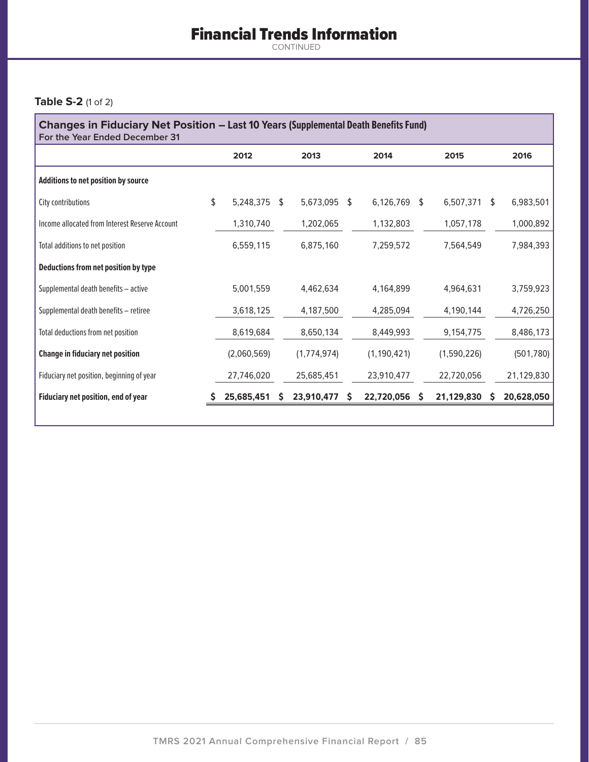# Financial Trends Information

CONTINUED

**Table S-2** (1 of 2)

**Changes in Fiduciary Net Position – Last 10 Years (Supplemental Death Benefits Fund)**
For the Year Ended December 31

| | 2012 | 2013 | 2014 | 2015 | 2016 |
|---|---|---|---|---|---|
| **Additions to net position by source** | | | | | |
| City contributions | $ 5,248,375 | $ 5,673,095 | $ 6,126,769 | $ 6,507,371 | $ 6,983,501 |
| Income allocated from Interest Reserve Account | 1,310,740 | 1,202,065 | 1,132,803 | 1,057,178 | 1,000,892 |
| Total additions to net position | 6,559,115 | 6,875,160 | 7,259,572 | 7,564,549 | 7,984,393 |
| **Deductions from net position by type** | | | | | |
| Supplemental death benefits – active | 5,001,559 | 4,462,634 | 4,164,899 | 4,964,631 | 3,759,923 |
| Supplemental death benefits – retiree | 3,618,125 | 4,187,500 | 4,285,094 | 4,190,144 | 4,726,250 |
| Total deductions from net position | 8,619,684 | 8,650,134 | 8,449,993 | 9,154,775 | 8,486,173 |
| **Change in fiduciary net position** | (2,060,569) | (1,774,974) | (1,190,421) | (1,590,226) | (501,780) |
| Fiduciary net position, beginning of year | 27,746,020 | 25,685,451 | 23,910,477 | 22,720,056 | 21,129,830 |
| **Fiduciary net position, end of year** | **$ 25,685,451** | **$ 23,910,477** | **$ 22,720,056** | **$ 21,129,830** | **$ 20,628,050** |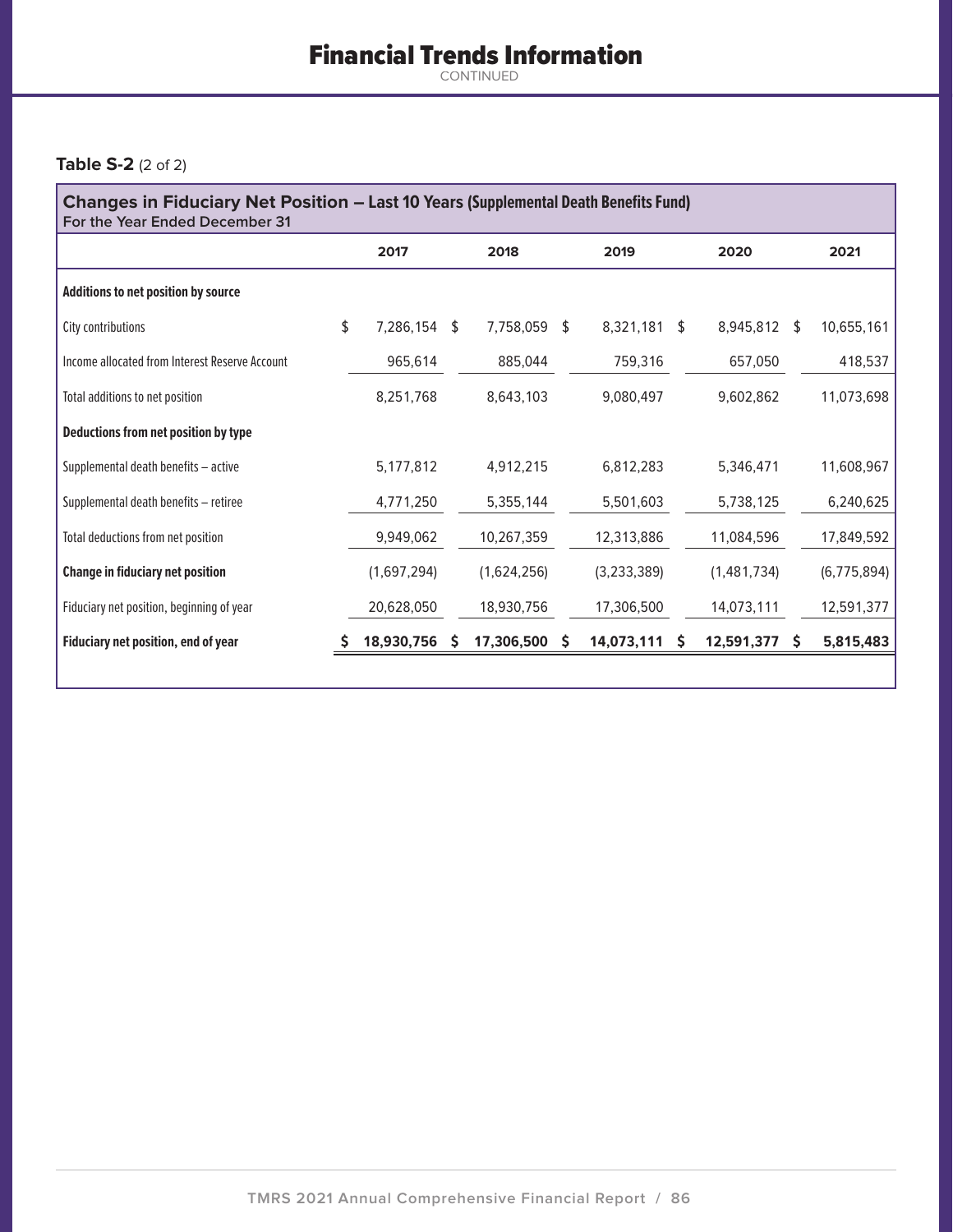## Financial Trends Information

CONTINUED

**Table S-2** (2 of 2)

**Changes in Fiduciary Net Position – Last 10 Years (Supplemental Death Benefits Fund)**
For the Year Ended December 31

| | 2017 | 2018 | 2019 | 2020 | 2021 |
|---|---|---|---|---|---|
| **Additions to net position by source** | | | | | |
| City contributions | $ 7,286,154 | $ 7,758,059 | $ 8,321,181 | $ 8,945,812 | $ 10,655,161 |
| Income allocated from Interest Reserve Account | 965,614 | 885,044 | 759,316 | 657,050 | 418,537 |
| Total additions to net position | 8,251,768 | 8,643,103 | 9,080,497 | 9,602,862 | 11,073,698 |
| **Deductions from net position by type** | | | | | |
| Supplemental death benefits – active | 5,177,812 | 4,912,215 | 6,812,283 | 5,346,471 | 11,608,967 |
| Supplemental death benefits – retiree | 4,771,250 | 5,355,144 | 5,501,603 | 5,738,125 | 6,240,625 |
| Total deductions from net position | 9,949,062 | 10,267,359 | 12,313,886 | 11,084,596 | 17,849,592 |
| **Change in fiduciary net position** | (1,697,294) | (1,624,256) | (3,233,389) | (1,481,734) | (6,775,894) |
| Fiduciary net position, beginning of year | 20,628,050 | 18,930,756 | 17,306,500 | 14,073,111 | 12,591,377 |
| **Fiduciary net position, end of year** | **$ 18,930,756** | **$ 17,306,500** | **$ 14,073,111** | **$ 12,591,377** | **$ 5,815,483** |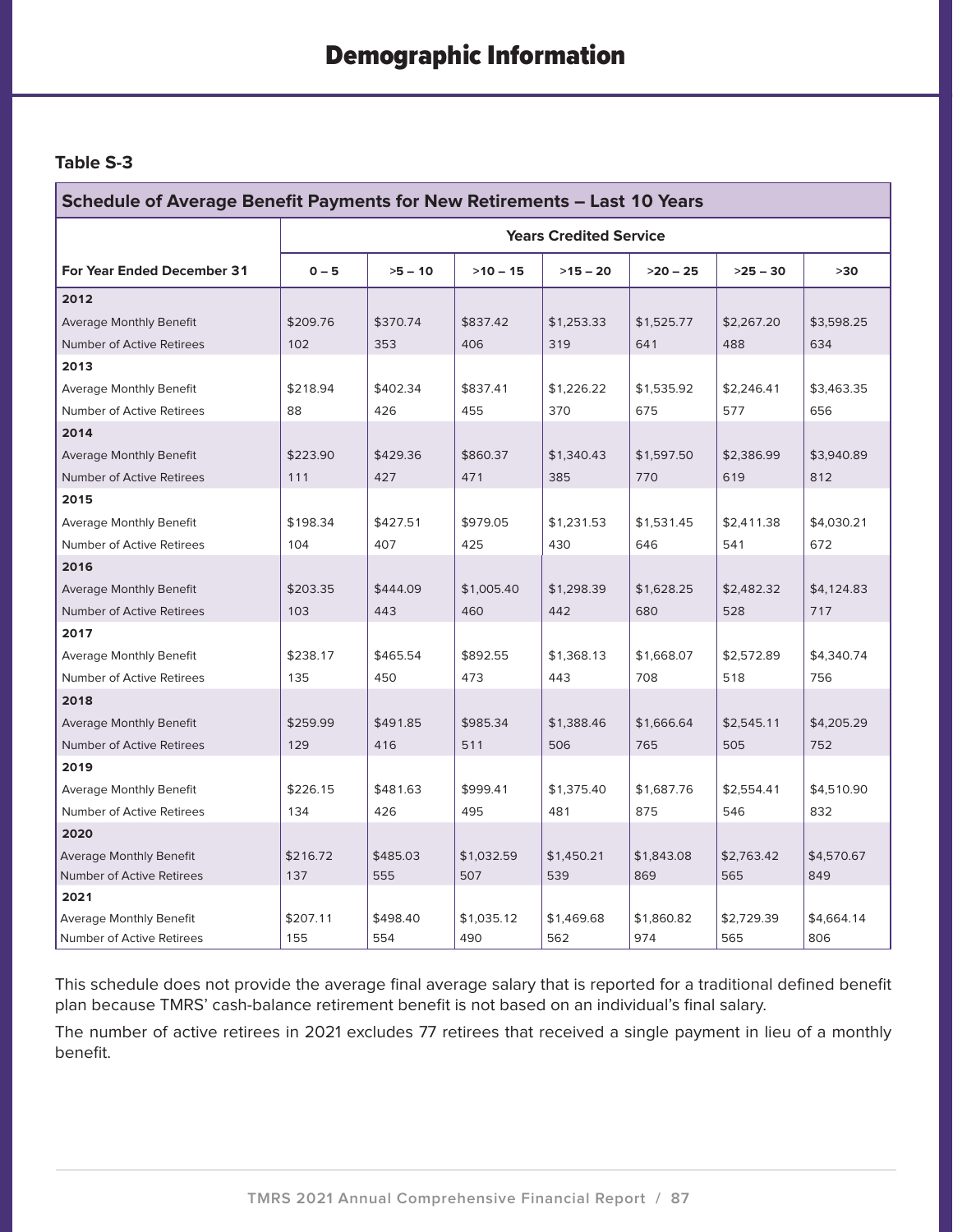# Demographic Information

**Table S-3**

| Schedule of Average Benefit Payments for New Retirements – Last 10 Years | | | | | | | |
|---|---|---|---|---|---|---|---|
| | Years Credited Service | | | | | | |
| **For Year Ended December 31** | **0 – 5** | **>5 – 10** | **>10 – 15** | **>15 – 20** | **>20 – 25** | **>25 – 30** | **>30** |
| **2012** | | | | | | | |
| Average Monthly Benefit | $209.76 | $370.74 | $837.42 | $1,253.33 | $1,525.77 | $2,267.20 | $3,598.25 |
| Number of Active Retirees | 102 | 353 | 406 | 319 | 641 | 488 | 634 |
| **2013** | | | | | | | |
| Average Monthly Benefit | $218.94 | $402.34 | $837.41 | $1,226.22 | $1,535.92 | $2,246.41 | $3,463.35 |
| Number of Active Retirees | 88 | 426 | 455 | 370 | 675 | 577 | 656 |
| **2014** | | | | | | | |
| Average Monthly Benefit | $223.90 | $429.36 | $860.37 | $1,340.43 | $1,597.50 | $2,386.99 | $3,940.89 |
| Number of Active Retirees | 111 | 427 | 471 | 385 | 770 | 619 | 812 |
| **2015** | | | | | | | |
| Average Monthly Benefit | $198.34 | $427.51 | $979.05 | $1,231.53 | $1,531.45 | $2,411.38 | $4,030.21 |
| Number of Active Retirees | 104 | 407 | 425 | 430 | 646 | 541 | 672 |
| **2016** | | | | | | | |
| Average Monthly Benefit | $203.35 | $444.09 | $1,005.40 | $1,298.39 | $1,628.25 | $2,482.32 | $4,124.83 |
| Number of Active Retirees | 103 | 443 | 460 | 442 | 680 | 528 | 717 |
| **2017** | | | | | | | |
| Average Monthly Benefit | $238.17 | $465.54 | $892.55 | $1,368.13 | $1,668.07 | $2,572.89 | $4,340.74 |
| Number of Active Retirees | 135 | 450 | 473 | 443 | 708 | 518 | 756 |
| **2018** | | | | | | | |
| Average Monthly Benefit | $259.99 | $491.85 | $985.34 | $1,388.46 | $1,666.64 | $2,545.11 | $4,205.29 |
| Number of Active Retirees | 129 | 416 | 511 | 506 | 765 | 505 | 752 |
| **2019** | | | | | | | |
| Average Monthly Benefit | $226.15 | $481.63 | $999.41 | $1,375.40 | $1,687.76 | $2,554.41 | $4,510.90 |
| Number of Active Retirees | 134 | 426 | 495 | 481 | 875 | 546 | 832 |
| **2020** | | | | | | | |
| Average Monthly Benefit | $216.72 | $485.03 | $1,032.59 | $1,450.21 | $1,843.08 | $2,763.42 | $4,570.67 |
| Number of Active Retirees | 137 | 555 | 507 | 539 | 869 | 565 | 849 |
| **2021** | | | | | | | |
| Average Monthly Benefit | $207.11 | $498.40 | $1,035.12 | $1,469.68 | $1,860.82 | $2,729.39 | $4,664.14 |
| Number of Active Retirees | 155 | 554 | 490 | 562 | 974 | 565 | 806 |

This schedule does not provide the average final average salary that is reported for a traditional defined benefit plan because TMRS' cash-balance retirement benefit is not based on an individual's final salary.

The number of active retirees in 2021 excludes 77 retirees that received a single payment in lieu of a monthly benefit.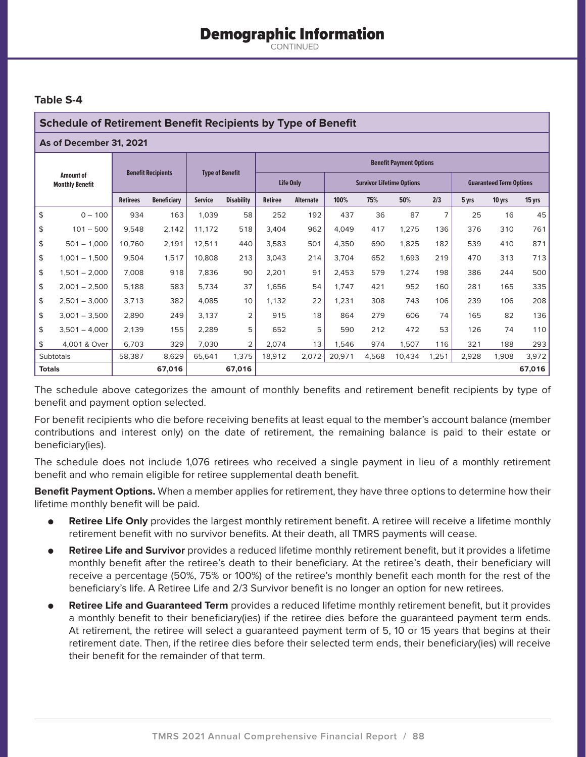# Demographic Information

CONTINUED

## Table S-4

| Schedule of Retirement Benefit Recipients by Type of Benefit | | | | | | | | | | | | | | |
|---|---|---|---|---|---|---|---|---|---|---|---|---|---|---|
| **As of December 31, 2021** | | | | | | | | | | | | | | |
| **Amount of Monthly Benefit** | **Benefit Recipients** | | **Type of Benefit** | | **Benefit Payment Options** | | | | | | | | | |
| | | | | | **Life Only** | | **Survivor Lifetime Options** | | | | **Guaranteed Term Options** | | | |
| | **Retirees** | **Beneficiary** | **Service** | **Disability** | **Retiree** | **Alternate** | **100%** | **75%** | **50%** | **2/3** | **5 yrs** | **10 yrs** | **15 yrs** |
| $ 0 – 100 | 934 | 163 | 1,039 | 58 | 252 | 192 | 437 | 36 | 87 | 7 | 25 | 16 | 45 |
| $ 101 – 500 | 9,548 | 2,142 | 11,172 | 518 | 3,404 | 962 | 4,049 | 417 | 1,275 | 136 | 376 | 310 | 761 |
| $ 501 – 1,000 | 10,760 | 2,191 | 12,511 | 440 | 3,583 | 501 | 4,350 | 690 | 1,825 | 182 | 539 | 410 | 871 |
| $ 1,001 – 1,500 | 9,504 | 1,517 | 10,808 | 213 | 3,043 | 214 | 3,704 | 652 | 1,693 | 219 | 470 | 313 | 713 |
| $ 1,501 – 2,000 | 7,008 | 918 | 7,836 | 90 | 2,201 | 91 | 2,453 | 579 | 1,274 | 198 | 386 | 244 | 500 |
| $ 2,001 – 2,500 | 5,188 | 583 | 5,734 | 37 | 1,656 | 54 | 1,747 | 421 | 952 | 160 | 281 | 165 | 335 |
| $ 2,501 – 3,000 | 3,713 | 382 | 4,085 | 10 | 1,132 | 22 | 1,231 | 308 | 743 | 106 | 239 | 106 | 208 |
| $ 3,001 – 3,500 | 2,890 | 249 | 3,137 | 2 | 915 | 18 | 864 | 279 | 606 | 74 | 165 | 82 | 136 |
| $ 3,501 – 4,000 | 2,139 | 155 | 2,289 | 5 | 652 | 5 | 590 | 212 | 472 | 53 | 126 | 74 | 110 |
| $ 4,001 & Over | 6,703 | 329 | 7,030 | 2 | 2,074 | 13 | 1,546 | 974 | 1,507 | 116 | 321 | 188 | 293 |
| Subtotals | 58,387 | 8,629 | 65,641 | 1,375 | 18,912 | 2,072 | 20,971 | 4,568 | 10,434 | 1,251 | 2,928 | 1,908 | 3,972 |
| **Totals** | | **67,016** | | **67,016** | | | | | | | | | **67,016** |

The schedule above categorizes the amount of monthly benefits and retirement benefit recipients by type of benefit and payment option selected.

For benefit recipients who die before receiving benefits at least equal to the member's account balance (member contributions and interest only) on the date of retirement, the remaining balance is paid to their estate or beneficiary(ies).

The schedule does not include 1,076 retirees who received a single payment in lieu of a monthly retirement benefit and who remain eligible for retiree supplemental death benefit.

**Benefit Payment Options.** When a member applies for retirement, they have three options to determine how their lifetime monthly benefit will be paid.

- **Retiree Life Only** provides the largest monthly retirement benefit. A retiree will receive a lifetime monthly retirement benefit with no survivor benefits. At their death, all TMRS payments will cease.
- **Retiree Life and Survivor** provides a reduced lifetime monthly retirement benefit, but it provides a lifetime monthly benefit after the retiree's death to their beneficiary. At the retiree's death, their beneficiary will receive a percentage (50%, 75% or 100%) of the retiree's monthly benefit each month for the rest of the beneficiary's life. A Retiree Life and 2/3 Survivor benefit is no longer an option for new retirees.
- **Retiree Life and Guaranteed Term** provides a reduced lifetime monthly retirement benefit, but it provides a monthly benefit to their beneficiary(ies) if the retiree dies before the guaranteed payment term ends. At retirement, the retiree will select a guaranteed payment term of 5, 10 or 15 years that begins at their retirement date. Then, if the retiree dies before their selected term ends, their beneficiary(ies) will receive their benefit for the remainder of that term.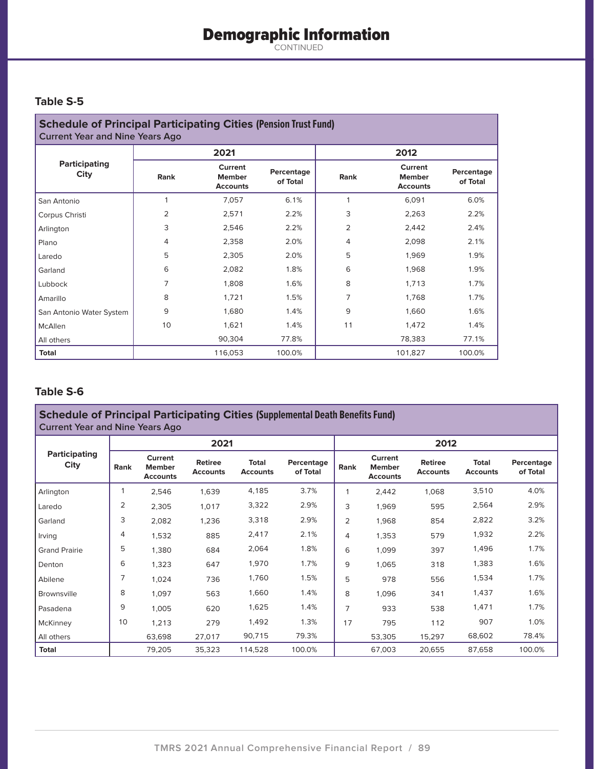# Demographic Information

CONTINUED

### Table S-5

**Schedule of Principal Participating Cities (Pension Trust Fund)**
Current Year and Nine Years Ago

| Participating City | 2021 | | | 2012 | | |
|---|---|---|---|---|---|---|
| | Rank | Current Member Accounts | Percentage of Total | Rank | Current Member Accounts | Percentage of Total |
| San Antonio | 1 | 7,057 | 6.1% | 1 | 6,091 | 6.0% |
| Corpus Christi | 2 | 2,571 | 2.2% | 3 | 2,263 | 2.2% |
| Arlington | 3 | 2,546 | 2.2% | 2 | 2,442 | 2.4% |
| Plano | 4 | 2,358 | 2.0% | 4 | 2,098 | 2.1% |
| Laredo | 5 | 2,305 | 2.0% | 5 | 1,969 | 1.9% |
| Garland | 6 | 2,082 | 1.8% | 6 | 1,968 | 1.9% |
| Lubbock | 7 | 1,808 | 1.6% | 8 | 1,713 | 1.7% |
| Amarillo | 8 | 1,721 | 1.5% | 7 | 1,768 | 1.7% |
| San Antonio Water System | 9 | 1,680 | 1.4% | 9 | 1,660 | 1.6% |
| McAllen | 10 | 1,621 | 1.4% | 11 | 1,472 | 1.4% |
| All others | | 90,304 | 77.8% | | 78,383 | 77.1% |
| **Total** | | 116,053 | 100.0% | | 101,827 | 100.0% |

### Table S-6

**Schedule of Principal Participating Cities (Supplemental Death Benefits Fund)**
Current Year and Nine Years Ago

| Participating City | 2021 | | | | | 2012 | | | | |
|---|---|---|---|---|---|---|---|---|---|---|
| | Rank | Current Member Accounts | Retiree Accounts | Total Accounts | Percentage of Total | Rank | Current Member Accounts | Retiree Accounts | Total Accounts | Percentage of Total |
| Arlington | 1 | 2,546 | 1,639 | 4,185 | 3.7% | 1 | 2,442 | 1,068 | 3,510 | 4.0% |
| Laredo | 2 | 2,305 | 1,017 | 3,322 | 2.9% | 3 | 1,969 | 595 | 2,564 | 2.9% |
| Garland | 3 | 2,082 | 1,236 | 3,318 | 2.9% | 2 | 1,968 | 854 | 2,822 | 3.2% |
| Irving | 4 | 1,532 | 885 | 2,417 | 2.1% | 4 | 1,353 | 579 | 1,932 | 2.2% |
| Grand Prairie | 5 | 1,380 | 684 | 2,064 | 1.8% | 6 | 1,099 | 397 | 1,496 | 1.7% |
| Denton | 6 | 1,323 | 647 | 1,970 | 1.7% | 9 | 1,065 | 318 | 1,383 | 1.6% |
| Abilene | 7 | 1,024 | 736 | 1,760 | 1.5% | 5 | 978 | 556 | 1,534 | 1.7% |
| Brownsville | 8 | 1,097 | 563 | 1,660 | 1.4% | 8 | 1,096 | 341 | 1,437 | 1.6% |
| Pasadena | 9 | 1,005 | 620 | 1,625 | 1.4% | 7 | 933 | 538 | 1,471 | 1.7% |
| McKinney | 10 | 1,213 | 279 | 1,492 | 1.3% | 17 | 795 | 112 | 907 | 1.0% |
| All others | | 63,698 | 27,017 | 90,715 | 79.3% | | 53,305 | 15,297 | 68,602 | 78.4% |
| **Total** | | 79,205 | 35,323 | 114,528 | 100.0% | | 67,003 | 20,655 | 87,658 | 100.0% |